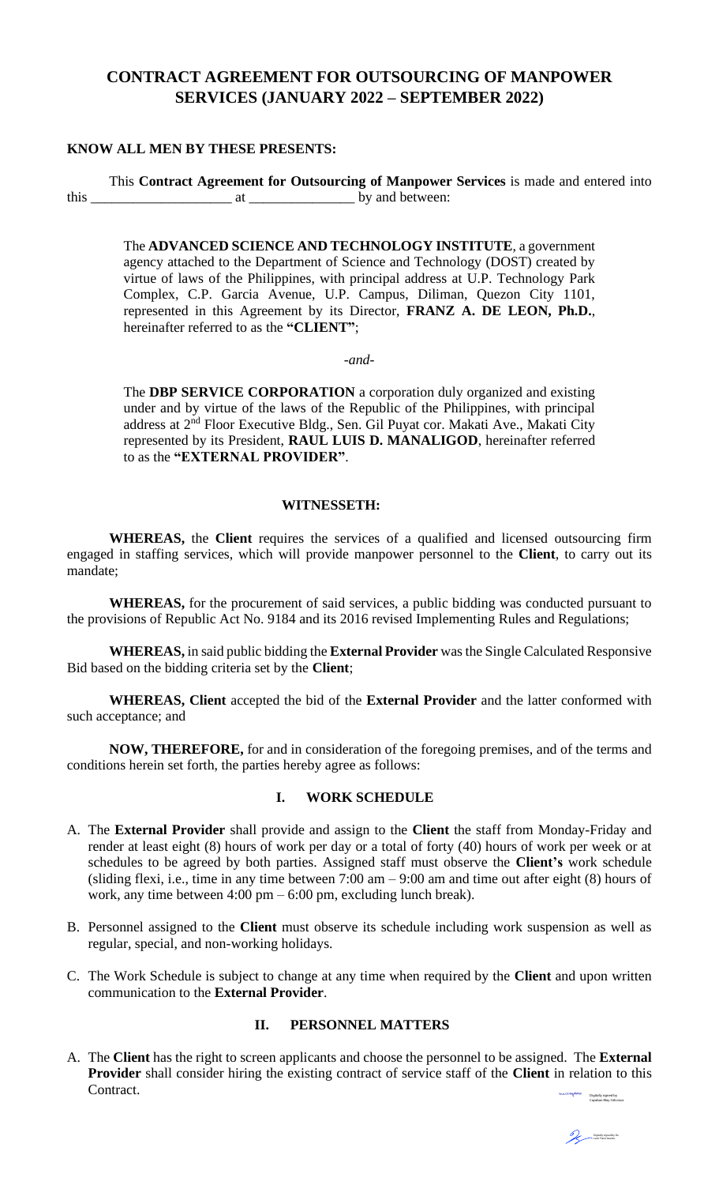# CONTRACT AGREEMENT FOR OUTSOURCING OF MANPOWER SERVICES (JANUARY 2022 – SEPTEMBER 2022)

**KNOW ALL MEN BY THESE PRESENTS:**

This **Contract Agreement for Outsourcing of Manpower Services** is made and entered into this ____________________ at _______________ by and between:

> The **ADVANCED SCIENCE AND TECHNOLOGY INSTITUTE**, a government agency attached to the Department of Science and Technology (DOST) created by virtue of laws of the Philippines, with principal address at U.P. Technology Park Complex, C.P. Garcia Avenue, U.P. Campus, Diliman, Quezon City 1101, represented in this Agreement by its Director, **FRANZ A. DE LEON, Ph.D.**, hereinafter referred to as the **"CLIENT"**;
>
> *-and-*
>
> The **DBP SERVICE CORPORATION** a corporation duly organized and existing under and by virtue of the laws of the Republic of the Philippines, with principal address at 2nd Floor Executive Bldg., Sen. Gil Puyat cor. Makati Ave., Makati City represented by its President, **RAUL LUIS D. MANALIGOD**, hereinafter referred to as the **"EXTERNAL PROVIDER"**.

**WITNESSETH:**

**WHEREAS,** the **Client** requires the services of a qualified and licensed outsourcing firm engaged in staffing services, which will provide manpower personnel to the **Client**, to carry out its mandate;

**WHEREAS,** for the procurement of said services, a public bidding was conducted pursuant to the provisions of Republic Act No. 9184 and its 2016 revised Implementing Rules and Regulations;

**WHEREAS,** in said public bidding the **External Provider** was the Single Calculated Responsive Bid based on the bidding criteria set by the **Client**;

**WHEREAS, Client** accepted the bid of the **External Provider** and the latter conformed with such acceptance; and

**NOW, THEREFORE,** for and in consideration of the foregoing premises, and of the terms and conditions herein set forth, the parties hereby agree as follows:

## I. WORK SCHEDULE

A. The **External Provider** shall provide and assign to the **Client** the staff from Monday-Friday and render at least eight (8) hours of work per day or a total of forty (40) hours of work per week or at schedules to be agreed by both parties. Assigned staff must observe the **Client's** work schedule (sliding flexi, i.e., time in any time between 7:00 am – 9:00 am and time out after eight (8) hours of work, any time between 4:00 pm – 6:00 pm, excluding lunch break).

B. Personnel assigned to the **Client** must observe its schedule including work suspension as well as regular, special, and non-working holidays.

C. The Work Schedule is subject to change at any time when required by the **Client** and upon written communication to the **External Provider**.

## II. PERSONNEL MATTERS

A. The **Client** has the right to screen applicants and choose the personnel to be assigned. The **External Provider** shall consider hiring the existing contract of service staff of the **Client** in relation to this Contract.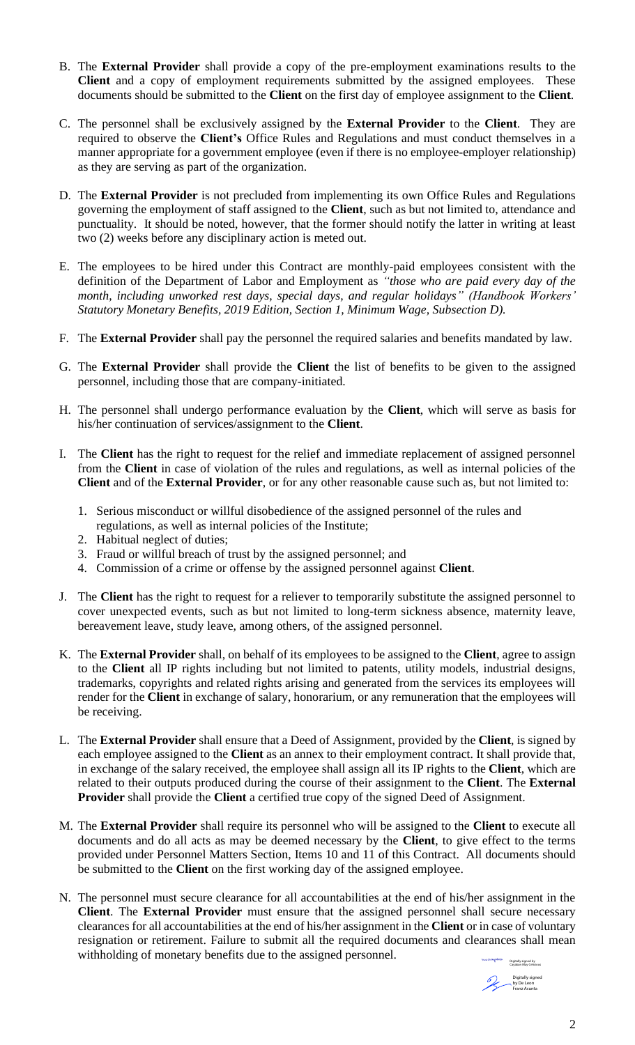B. The **External Provider** shall provide a copy of the pre-employment examinations results to the **Client** and a copy of employment requirements submitted by the assigned employees. These documents should be submitted to the **Client** on the first day of employee assignment to the **Client**.

C. The personnel shall be exclusively assigned by the **External Provider** to the **Client**. They are required to observe the **Client's** Office Rules and Regulations and must conduct themselves in a manner appropriate for a government employee (even if there is no employee-employer relationship) as they are serving as part of the organization.

D. The **External Provider** is not precluded from implementing its own Office Rules and Regulations governing the employment of staff assigned to the **Client**, such as but not limited to, attendance and punctuality. It should be noted, however, that the former should notify the latter in writing at least two (2) weeks before any disciplinary action is meted out.

E. The employees to be hired under this Contract are monthly-paid employees consistent with the definition of the Department of Labor and Employment as *"those who are paid every day of the month, including unworked rest days, special days, and regular holidays" (Handbook Workers' Statutory Monetary Benefits, 2019 Edition, Section 1, Minimum Wage, Subsection D).*

F. The **External Provider** shall pay the personnel the required salaries and benefits mandated by law.

G. The **External Provider** shall provide the **Client** the list of benefits to be given to the assigned personnel, including those that are company-initiated.

H. The personnel shall undergo performance evaluation by the **Client**, which will serve as basis for his/her continuation of services/assignment to the **Client**.

I. The **Client** has the right to request for the relief and immediate replacement of assigned personnel from the **Client** in case of violation of the rules and regulations, as well as internal policies of the **Client** and of the **External Provider**, or for any other reasonable cause such as, but not limited to:

   1. Serious misconduct or willful disobedience of the assigned personnel of the rules and regulations, as well as internal policies of the Institute;
   2. Habitual neglect of duties;
   3. Fraud or willful breach of trust by the assigned personnel; and
   4. Commission of a crime or offense by the assigned personnel against **Client**.

J. The **Client** has the right to request for a reliever to temporarily substitute the assigned personnel to cover unexpected events, such as but not limited to long-term sickness absence, maternity leave, bereavement leave, study leave, among others, of the assigned personnel.

K. The **External Provider** shall, on behalf of its employees to be assigned to the **Client**, agree to assign to the **Client** all IP rights including but not limited to, patents, utility models, industrial designs, trademarks, copyrights and related rights arising and generated from the services its employees will render for the **Client** in exchange of salary, honorarium, or any remuneration that the employees will be receiving.

L. The **External Provider** shall ensure that a Deed of Assignment, provided by the **Client**, is signed by each employee assigned to the **Client** as an annex to their employment contract. It shall provide that, in exchange of the salary received, the employee shall assign all its IP rights to the **Client**, which are related to their outputs produced during the course of their assignment to the **Client**. The **External Provider** shall provide the **Client** a certified true copy of the signed Deed of Assignment.

M. The **External Provider** shall require its personnel who will be assigned to the **Client** to execute all documents and do all acts as may be deemed necessary by the **Client**, to give effect to the terms provided under Personnel Matters Section, Items 10 and 11 of this Contract. All documents should be submitted to the **Client** on the first working day of the assigned employee.

N. The personnel must secure clearance for all accountabilities at the end of his/her assignment in the **Client**. The **External Provider** must ensure that the assigned personnel shall secure necessary clearances for all accountabilities at the end of his/her assignment in the **Client** or in case of voluntary resignation or retirement. Failure to submit all the required documents and clearances shall mean withholding of monetary benefits due to the assigned personnel.

Digitally signed by Cayaban May Celesous

Digitally signed by De Leon Franz Asunta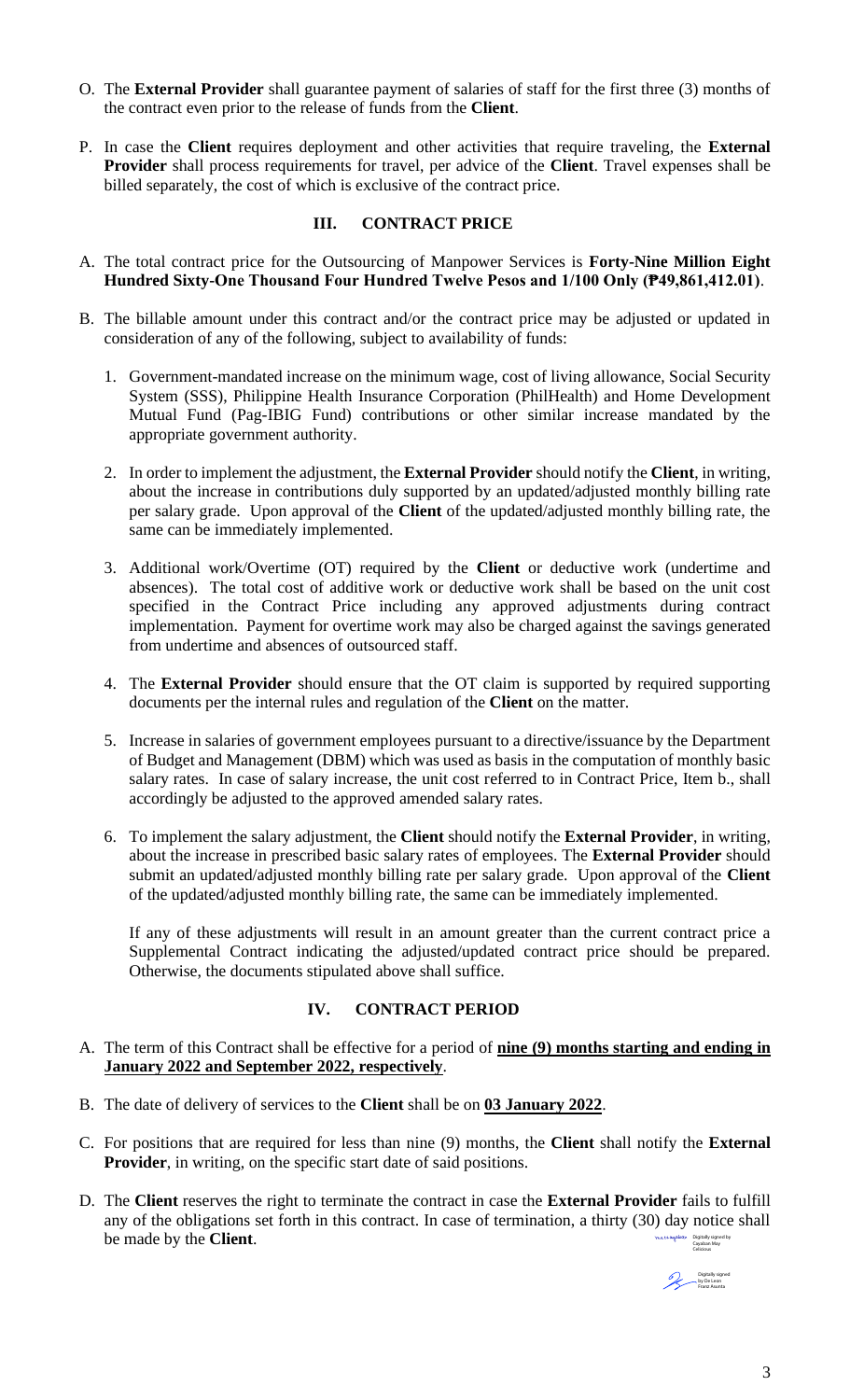O. The **External Provider** shall guarantee payment of salaries of staff for the first three (3) months of the contract even prior to the release of funds from the **Client**.

P. In case the **Client** requires deployment and other activities that require traveling, the **External Provider** shall process requirements for travel, per advice of the **Client**. Travel expenses shall be billed separately, the cost of which is exclusive of the contract price.

## III. CONTRACT PRICE

A. The total contract price for the Outsourcing of Manpower Services is **Forty-Nine Million Eight Hundred Sixty-One Thousand Four Hundred Twelve Pesos and 1/100 Only (₱49,861,412.01)**.

B. The billable amount under this contract and/or the contract price may be adjusted or updated in consideration of any of the following, subject to availability of funds:

1. Government-mandated increase on the minimum wage, cost of living allowance, Social Security System (SSS), Philippine Health Insurance Corporation (PhilHealth) and Home Development Mutual Fund (Pag-IBIG Fund) contributions or other similar increase mandated by the appropriate government authority.

2. In order to implement the adjustment, the **External Provider** should notify the **Client**, in writing, about the increase in contributions duly supported by an updated/adjusted monthly billing rate per salary grade. Upon approval of the **Client** of the updated/adjusted monthly billing rate, the same can be immediately implemented.

3. Additional work/Overtime (OT) required by the **Client** or deductive work (undertime and absences). The total cost of additive work or deductive work shall be based on the unit cost specified in the Contract Price including any approved adjustments during contract implementation. Payment for overtime work may also be charged against the savings generated from undertime and absences of outsourced staff.

4. The **External Provider** should ensure that the OT claim is supported by required supporting documents per the internal rules and regulation of the **Client** on the matter.

5. Increase in salaries of government employees pursuant to a directive/issuance by the Department of Budget and Management (DBM) which was used as basis in the computation of monthly basic salary rates. In case of salary increase, the unit cost referred to in Contract Price, Item b., shall accordingly be adjusted to the approved amended salary rates.

6. To implement the salary adjustment, the **Client** should notify the **External Provider**, in writing, about the increase in prescribed basic salary rates of employees. The **External Provider** should submit an updated/adjusted monthly billing rate per salary grade. Upon approval of the **Client** of the updated/adjusted monthly billing rate, the same can be immediately implemented.

   If any of these adjustments will result in an amount greater than the current contract price a Supplemental Contract indicating the adjusted/updated contract price should be prepared. Otherwise, the documents stipulated above shall suffice.

## IV. CONTRACT PERIOD

A. The term of this Contract shall be effective for a period of **nine (9) months starting and ending in January 2022 and September 2022, respectively**.

B. The date of delivery of services to the **Client** shall be on **03 January 2022**.

C. For positions that are required for less than nine (9) months, the **Client** shall notify the **External Provider**, in writing, on the specific start date of said positions.

D. The **Client** reserves the right to terminate the contract in case the **External Provider** fails to fulfill any of the obligations set forth in this contract. In case of termination, a thirty (30) day notice shall be made by the **Client**.

Digitally signed by Cayabyab May Celsious

Digitally signed by De Leon Franz Asunta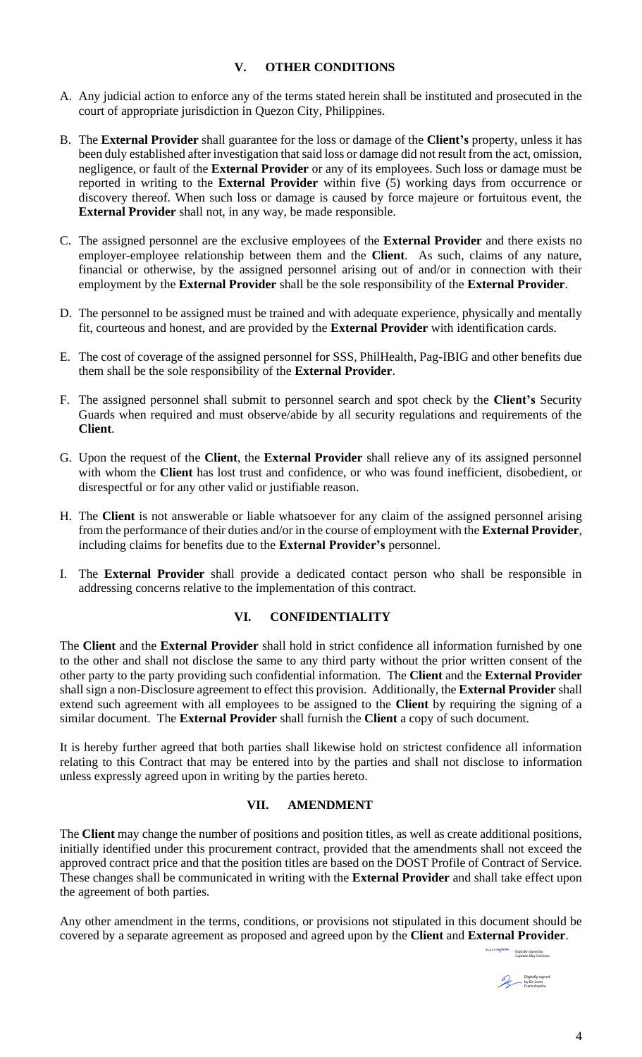## V. OTHER CONDITIONS

A. Any judicial action to enforce any of the terms stated herein shall be instituted and prosecuted in the court of appropriate jurisdiction in Quezon City, Philippines.

B. The **External Provider** shall guarantee for the loss or damage of the **Client's** property, unless it has been duly established after investigation that said loss or damage did not result from the act, omission, negligence, or fault of the **External Provider** or any of its employees. Such loss or damage must be reported in writing to the **External Provider** within five (5) working days from occurrence or discovery thereof. When such loss or damage is caused by force majeure or fortuitous event, the **External Provider** shall not, in any way, be made responsible.

C. The assigned personnel are the exclusive employees of the **External Provider** and there exists no employer-employee relationship between them and the **Client**. As such, claims of any nature, financial or otherwise, by the assigned personnel arising out of and/or in connection with their employment by the **External Provider** shall be the sole responsibility of the **External Provider**.

D. The personnel to be assigned must be trained and with adequate experience, physically and mentally fit, courteous and honest, and are provided by the **External Provider** with identification cards.

E. The cost of coverage of the assigned personnel for SSS, PhilHealth, Pag-IBIG and other benefits due them shall be the sole responsibility of the **External Provider**.

F. The assigned personnel shall submit to personnel search and spot check by the **Client's** Security Guards when required and must observe/abide by all security regulations and requirements of the **Client**.

G. Upon the request of the **Client**, the **External Provider** shall relieve any of its assigned personnel with whom the **Client** has lost trust and confidence, or who was found inefficient, disobedient, or disrespectful or for any other valid or justifiable reason.

H. The **Client** is not answerable or liable whatsoever for any claim of the assigned personnel arising from the performance of their duties and/or in the course of employment with the **External Provider**, including claims for benefits due to the **External Provider's** personnel.

I. The **External Provider** shall provide a dedicated contact person who shall be responsible in addressing concerns relative to the implementation of this contract.

## VI. CONFIDENTIALITY

The **Client** and the **External Provider** shall hold in strict confidence all information furnished by one to the other and shall not disclose the same to any third party without the prior written consent of the other party to the party providing such confidential information. The **Client** and the **External Provider** shall sign a non-Disclosure agreement to effect this provision. Additionally, the **External Provider** shall extend such agreement with all employees to be assigned to the **Client** by requiring the signing of a similar document. The **External Provider** shall furnish the **Client** a copy of such document.

It is hereby further agreed that both parties shall likewise hold on strictest confidence all information relating to this Contract that may be entered into by the parties and shall not disclose to information unless expressly agreed upon in writing by the parties hereto.

## VII. AMENDMENT

The **Client** may change the number of positions and position titles, as well as create additional positions, initially identified under this procurement contract, provided that the amendments shall not exceed the approved contract price and that the position titles are based on the DOST Profile of Contract of Service. These changes shall be communicated in writing with the **External Provider** and shall take effect upon the agreement of both parties.

Any other amendment in the terms, conditions, or provisions not stipulated in this document should be covered by a separate agreement as proposed and agreed upon by the **Client** and **External Provider**.

Digitally signed by Cayabon May Celicious

Digitally signed by De Leon Franz Arunta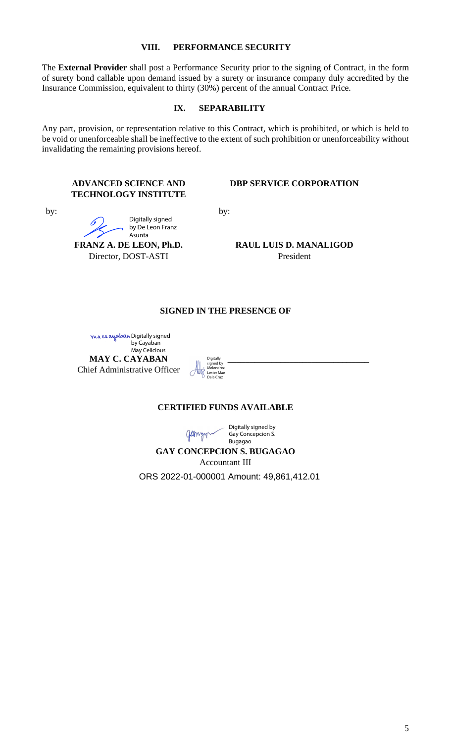## VIII. PERFORMANCE SECURITY

The **External Provider** shall post a Performance Security prior to the signing of Contract, in the form of surety bond callable upon demand issued by a surety or insurance company duly accredited by the Insurance Commission, equivalent to thirty (30%) percent of the annual Contract Price.

## IX. SEPARABILITY

Any part, provision, or representation relative to this Contract, which is prohibited, or which is held to be void or unenforceable shall be ineffective to the extent of such prohibition or unenforceability without invalidating the remaining provisions hereof.

**ADVANCED SCIENCE AND TECHNOLOGY INSTITUTE**

by:

Digitally signed by De Leon Franz Asunta

**FRANZ A. DE LEON, Ph.D.**
Director, DOST-ASTI

**DBP SERVICE CORPORATION**

by:

**RAUL LUIS D. MANALIGOD**
President

**SIGNED IN THE PRESENCE OF**

Digitally signed by Cayaban May Celicious

**MAY C. CAYABAN**
Chief Administrative Officer

Digitally signed by Melendrez Lester Mae Dela Cruz

______________________________

**CERTIFIED FUNDS AVAILABLE**

Digitally signed by Gay Concepcion S. Bugagao

**GAY CONCEPCION S. BUGAGAO**
Accountant III

ORS 2022-01-000001 Amount: 49,861,412.01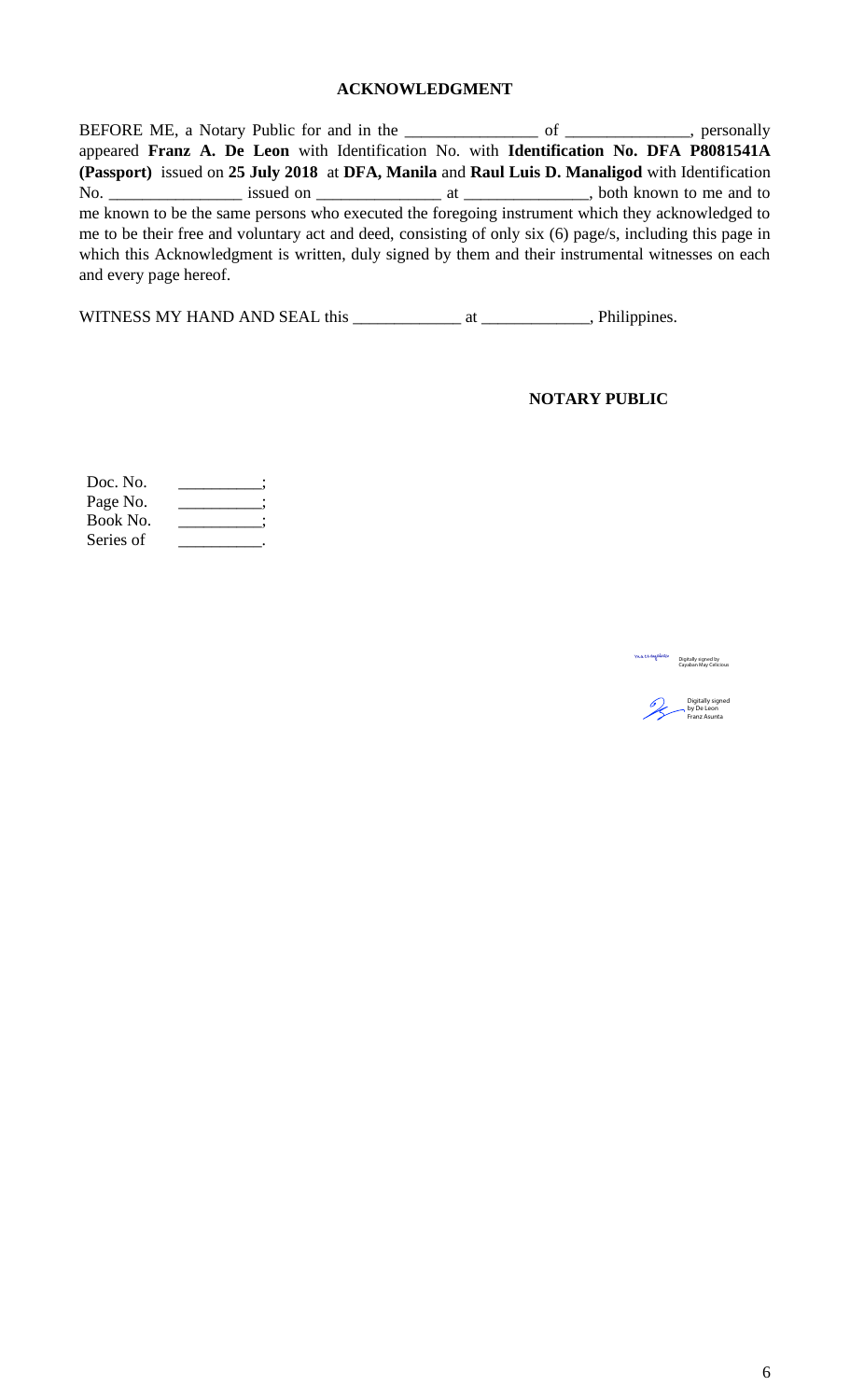## ACKNOWLEDGMENT

BEFORE ME, a Notary Public for and in the ________________ of _______________, personally appeared **Franz A. De Leon** with Identification No. with **Identification No. DFA P8081541A (Passport)** issued on **25 July 2018** at **DFA, Manila** and **Raul Luis D. Manaligod** with Identification No. ________________ issued on _______________ at _______________, both known to me and to me known to be the same persons who executed the foregoing instrument which they acknowledged to me to be their free and voluntary act and deed, consisting of only six (6) page/s, including this page in which this Acknowledgment is written, duly signed by them and their instrumental witnesses on each and every page hereof.

WITNESS MY HAND AND SEAL this _____________ at _____________, Philippines.

**NOTARY PUBLIC**

| | |
|---|---|
| Doc. No. | __________; |
| Page No. | __________; |
| Book No. | __________; |
| Series of | __________. |

Digitally signed by Cayaban May Celicious

Digitally signed by De Leon Franz Asunta